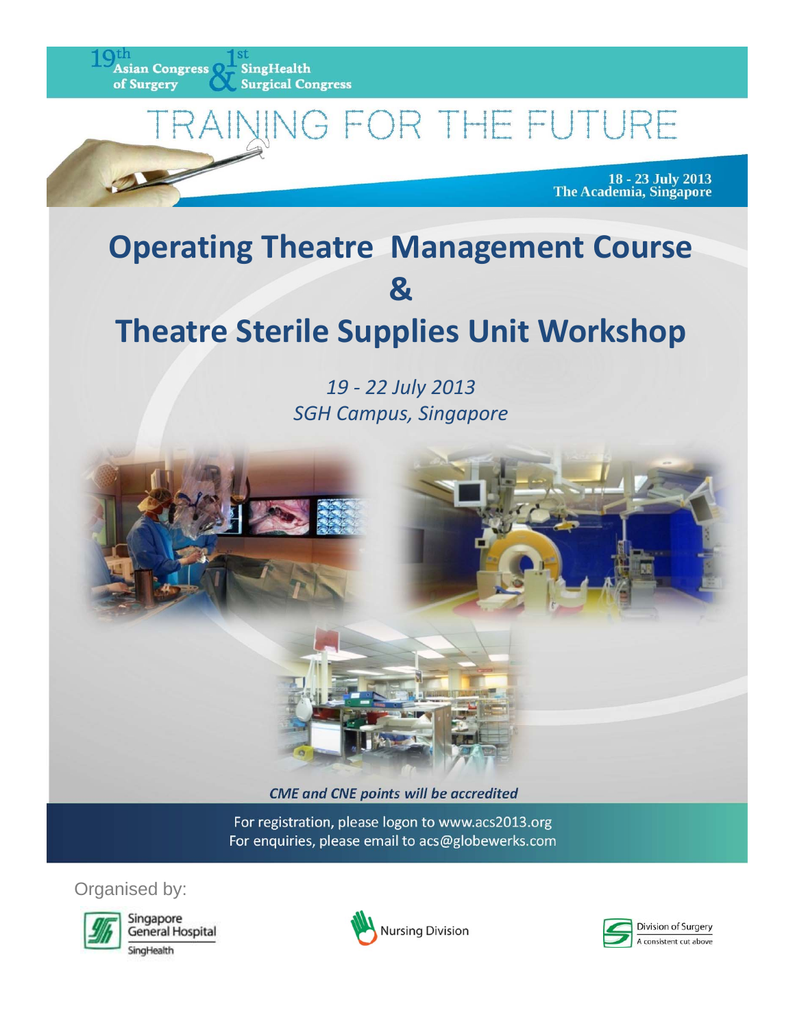19th Asian Congress of Surgery & 1st SingHealth Surgical Congress

TRAINING FOR THE FUTURE

18 - 23 July 2013
The Academia, Singapore

# Operating Theatre Management Course
# &
# Theatre Sterile Supplies Unit Workshop

*19 - 22 July 2013*
*SGH Campus, Singapore*

***CME and CNE points will be accredited***

For registration, please logon to www.acs2013.org
For enquiries, please email to acs@globewerks.com

Organised by:

Singapore General Hospital SingHealth

Nursing Division

Division of Surgery
A consistent cut above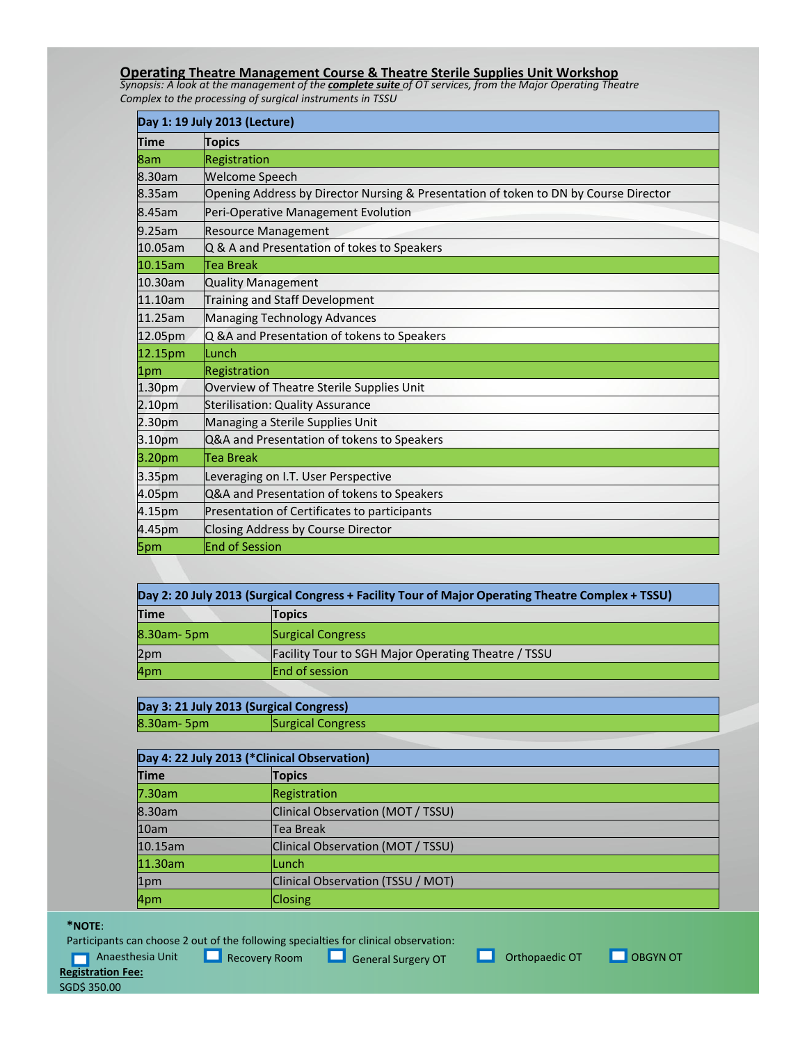## Operating Theatre Management Course & Theatre Sterile Supplies Unit Workshop

*Synopsis: A look at the management of the* ***complete suite*** *of OT services, from the Major Operating Theatre Complex to the processing of surgical instruments in TSSU*

| Day 1: 19 July 2013 (Lecture) | |
|---|---|
| **Time** | **Topics** |
| 8am | Registration |
| 8.30am | Welcome Speech |
| 8.35am | Opening Address by Director Nursing & Presentation of token to DN by Course Director |
| 8.45am | Peri-Operative Management Evolution |
| 9.25am | Resource Management |
| 10.05am | Q & A and Presentation of tokes to Speakers |
| 10.15am | Tea Break |
| 10.30am | Quality Management |
| 11.10am | Training and Staff Development |
| 11.25am | Managing Technology Advances |
| 12.05pm | Q &A and Presentation of tokens to Speakers |
| 12.15pm | Lunch |
| 1pm | Registration |
| 1.30pm | Overview of Theatre Sterile Supplies Unit |
| 2.10pm | Sterilisation: Quality Assurance |
| 2.30pm | Managing a Sterile Supplies Unit |
| 3.10pm | Q&A and Presentation of tokens to Speakers |
| 3.20pm | Tea Break |
| 3.35pm | Leveraging on I.T. User Perspective |
| 4.05pm | Q&A and Presentation of tokens to Speakers |
| 4.15pm | Presentation of Certificates to participants |
| 4.45pm | Closing Address by Course Director |
| 5pm | End of Session |

| Day 2: 20 July 2013 (Surgical Congress + Facility Tour of Major Operating Theatre Complex + TSSU) | |
|---|---|
| **Time** | **Topics** |
| 8.30am- 5pm | Surgical Congress |
| 2pm | Facility Tour to SGH Major Operating Theatre / TSSU |
| 4pm | End of session |

| Day 3: 21 July 2013 (Surgical Congress) | |
|---|---|
| 8.30am- 5pm | Surgical Congress |

| Day 4: 22 July 2013 (*Clinical Observation) | |
|---|---|
| **Time** | **Topics** |
| 7.30am | Registration |
| 8.30am | Clinical Observation (MOT / TSSU) |
| 10am | Tea Break |
| 10.15am | Clinical Observation (MOT / TSSU) |
| 11.30am | Lunch |
| 1pm | Clinical Observation (TSSU / MOT) |
| 4pm | Closing |

***NOTE**:

Participants can choose 2 out of the following specialties for clinical observation:

- ☐ Anaesthesia Unit
- ☐ Recovery Room
- ☐ General Surgery OT
- ☐ Orthopaedic OT
- ☐ OBGYN OT

**Registration Fee:**

SGD$ 350.00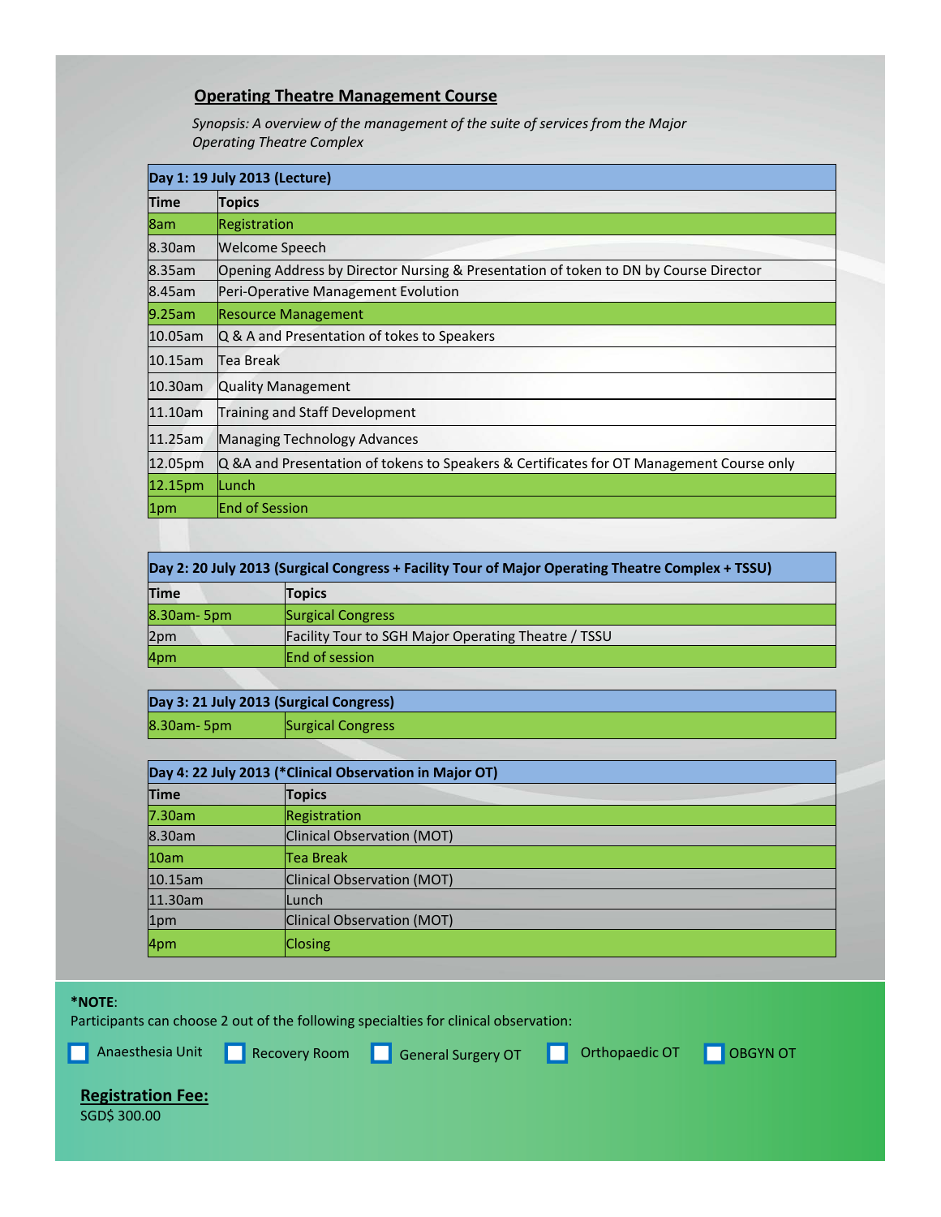## Operating Theatre Management Course

*Synopsis: A overview of the management of the suite of services from the Major Operating Theatre Complex*

| Day 1: 19 July 2013 (Lecture) | |
|---|---|
| **Time** | **Topics** |
| 8am | Registration |
| 8.30am | Welcome Speech |
| 8.35am | Opening Address by Director Nursing & Presentation of token to DN by Course Director |
| 8.45am | Peri-Operative Management Evolution |
| 9.25am | Resource Management |
| 10.05am | Q & A and Presentation of tokes to Speakers |
| 10.15am | Tea Break |
| 10.30am | Quality Management |
| 11.10am | Training and Staff Development |
| 11.25am | Managing Technology Advances |
| 12.05pm | Q &A and Presentation of tokens to Speakers & Certificates for OT Management Course only |
| 12.15pm | Lunch |
| 1pm | End of Session |

| Day 2: 20 July 2013 (Surgical Congress + Facility Tour of Major Operating Theatre Complex + TSSU) | |
|---|---|
| **Time** | **Topics** |
| 8.30am- 5pm | Surgical Congress |
| 2pm | Facility Tour to SGH Major Operating Theatre / TSSU |
| 4pm | End of session |

| Day 3: 21 July 2013 (Surgical Congress) | |
|---|---|
| 8.30am- 5pm | Surgical Congress |

| Day 4: 22 July 2013 (*Clinical Observation in Major OT) | |
|---|---|
| **Time** | **Topics** |
| 7.30am | Registration |
| 8.30am | Clinical Observation (MOT) |
| 10am | Tea Break |
| 10.15am | Clinical Observation (MOT) |
| 11.30am | Lunch |
| 1pm | Clinical Observation (MOT) |
| 4pm | Closing |

**\*NOTE**:
Participants can choose 2 out of the following specialties for clinical observation:

- ☐ Anaesthesia Unit
- ☐ Recovery Room
- ☐ General Surgery OT
- ☐ Orthopaedic OT
- ☐ OBGYN OT

**Registration Fee:**
SGD$ 300.00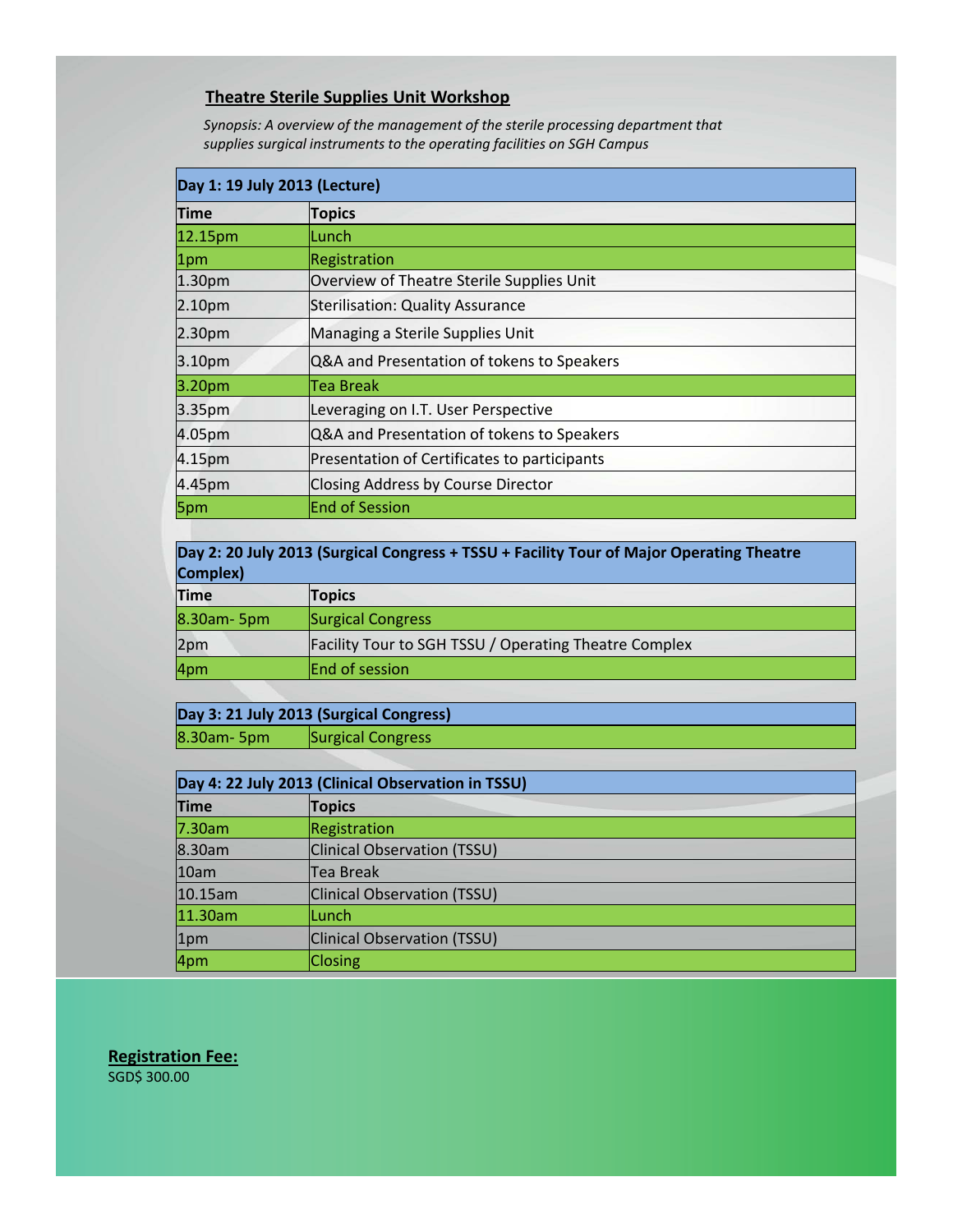## Theatre Sterile Supplies Unit Workshop

*Synopsis: A overview of the management of the sterile processing department that supplies surgical instruments to the operating facilities on SGH Campus*

| Day 1: 19 July 2013 (Lecture) | |
|---|---|
| **Time** | **Topics** |
| 12.15pm | Lunch |
| 1pm | Registration |
| 1.30pm | Overview of Theatre Sterile Supplies Unit |
| 2.10pm | Sterilisation: Quality Assurance |
| 2.30pm | Managing a Sterile Supplies Unit |
| 3.10pm | Q&A and Presentation of tokens to Speakers |
| 3.20pm | Tea Break |
| 3.35pm | Leveraging on I.T. User Perspective |
| 4.05pm | Q&A and Presentation of tokens to Speakers |
| 4.15pm | Presentation of Certificates to participants |
| 4.45pm | Closing Address by Course Director |
| 5pm | End of Session |

| Day 2: 20 July 2013 (Surgical Congress + TSSU + Facility Tour of Major Operating Theatre Complex) | |
|---|---|
| **Time** | **Topics** |
| 8.30am- 5pm | Surgical Congress |
| 2pm | Facility Tour to SGH TSSU / Operating Theatre Complex |
| 4pm | End of session |

| Day 3: 21 July 2013 (Surgical Congress) | |
|---|---|
| 8.30am- 5pm | Surgical Congress |

| Day 4: 22 July 2013 (Clinical Observation in TSSU) | |
|---|---|
| **Time** | **Topics** |
| 7.30am | Registration |
| 8.30am | Clinical Observation (TSSU) |
| 10am | Tea Break |
| 10.15am | Clinical Observation (TSSU) |
| 11.30am | Lunch |
| 1pm | Clinical Observation (TSSU) |
| 4pm | Closing |

**Registration Fee:**

SGD$ 300.00